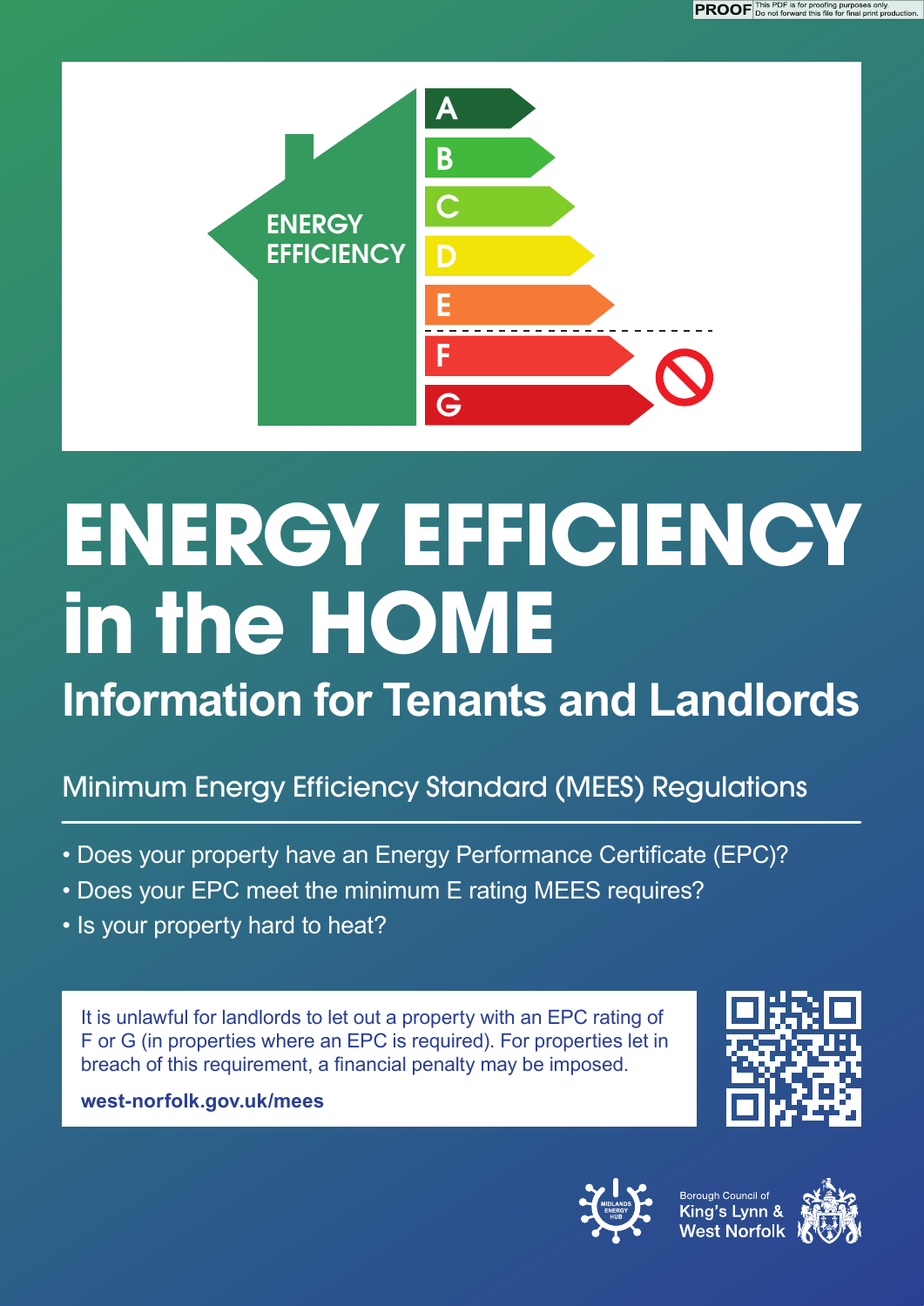ENERGY EFFICIENCY

A
B
C
D
E
F
G

# ENERGY EFFICIENCY in the HOME

## Information for Tenants and Landlords

Minimum Energy Efficiency Standard (MEES) Regulations

- Does your property have an Energy Performance Certificate (EPC)?
- Does your EPC meet the minimum E rating MEES requires?
- Is your property hard to heat?

It is unlawful for landlords to let out a property with an EPC rating of F or G (in properties where an EPC is required). For properties let in breach of this requirement, a financial penalty may be imposed.

**west-norfolk.gov.uk/mees**

Midlands Energy Hub

Borough Council of King's Lynn & West Norfolk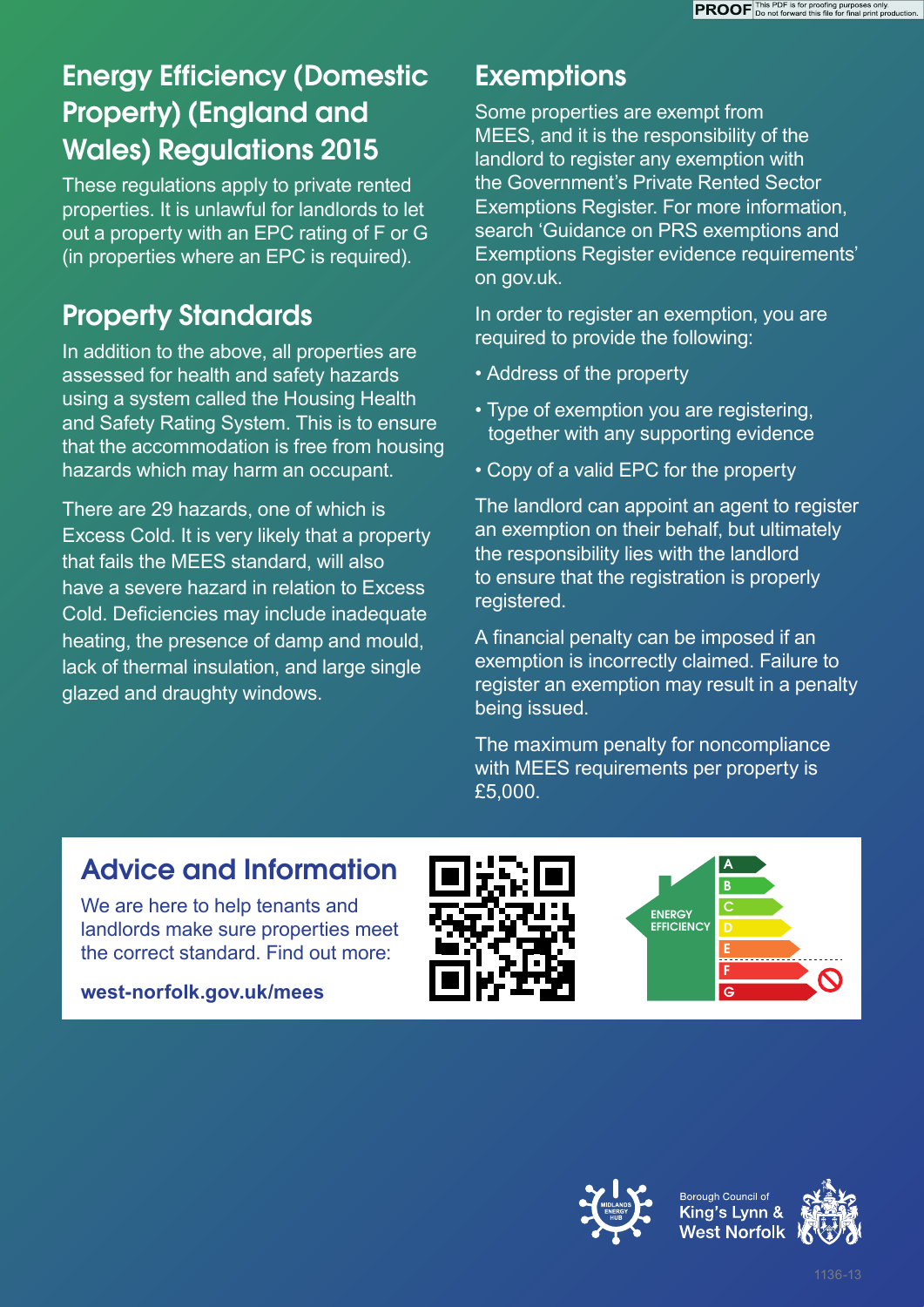## Energy Efficiency (Domestic Property) (England and Wales) Regulations 2015

These regulations apply to private rented properties. It is unlawful for landlords to let out a property with an EPC rating of F or G (in properties where an EPC is required).

## Property Standards

In addition to the above, all properties are assessed for health and safety hazards using a system called the Housing Health and Safety Rating System. This is to ensure that the accommodation is free from housing hazards which may harm an occupant.

There are 29 hazards, one of which is Excess Cold. It is very likely that a property that fails the MEES standard, will also have a severe hazard in relation to Excess Cold. Deficiencies may include inadequate heating, the presence of damp and mould, lack of thermal insulation, and large single glazed and draughty windows.

## Exemptions

Some properties are exempt from MEES, and it is the responsibility of the landlord to register any exemption with the Government's Private Rented Sector Exemptions Register. For more information, search 'Guidance on PRS exemptions and Exemptions Register evidence requirements' on gov.uk.

In order to register an exemption, you are required to provide the following:

- Address of the property
- Type of exemption you are registering, together with any supporting evidence
- Copy of a valid EPC for the property

The landlord can appoint an agent to register an exemption on their behalf, but ultimately the responsibility lies with the landlord to ensure that the registration is properly registered.

A financial penalty can be imposed if an exemption is incorrectly claimed. Failure to register an exemption may result in a penalty being issued.

The maximum penalty for noncompliance with MEES requirements per property is £5,000.

## Advice and Information

We are here to help tenants and landlords make sure properties meet the correct standard. Find out more:

**west-norfolk.gov.uk/mees**

ENERGY EFFICIENCY

A
B
C
D
E
F
G

Borough Council of King's Lynn & West Norfolk